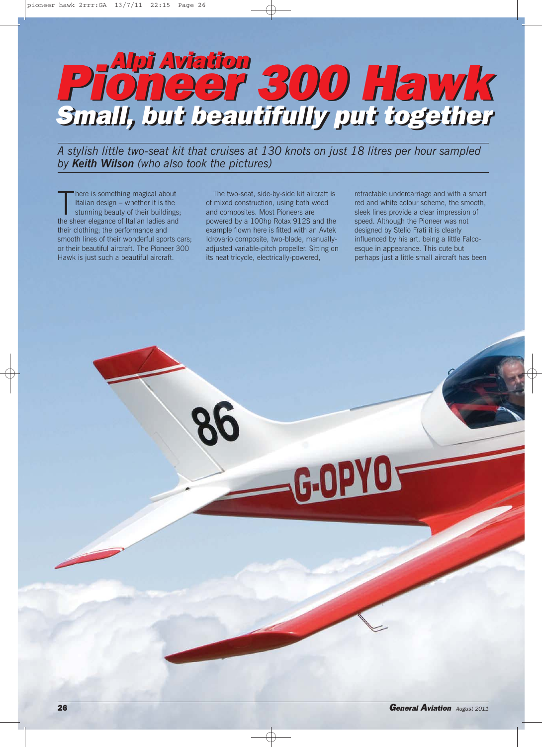# Alpi Aviation Pioneer 300 Hawk

## Small, but beautifully put together

*A stylish little two-seat kit that cruises at 130 knots on just 18 litres per hour sampled by* ***Keith Wilson*** *(who also took the pictures)*

There is something magical about Italian design – whether it is the stunning beauty of their buildings; the sheer elegance of Italian ladies and their clothing; the performance and smooth lines of their wonderful sports cars; or their beautiful aircraft. The Pioneer 300 Hawk is just such a beautiful aircraft.

The two-seat, side-by-side kit aircraft is of mixed construction, using both wood and composites. Most Pioneers are powered by a 100hp Rotax 912S and the example flown here is fitted with an Avtek Idrovario composite, two-blade, manually-adjusted variable-pitch propeller. Sitting on its neat tricycle, electrically-powered, retractable undercarriage and with a smart red and white colour scheme, the smooth, sleek lines provide a clear impression of speed. Although the Pioneer was not designed by Stelio Frati it is clearly influenced by his art, being a little Falco-esque in appearance. This cute but perhaps just a little small aircraft has been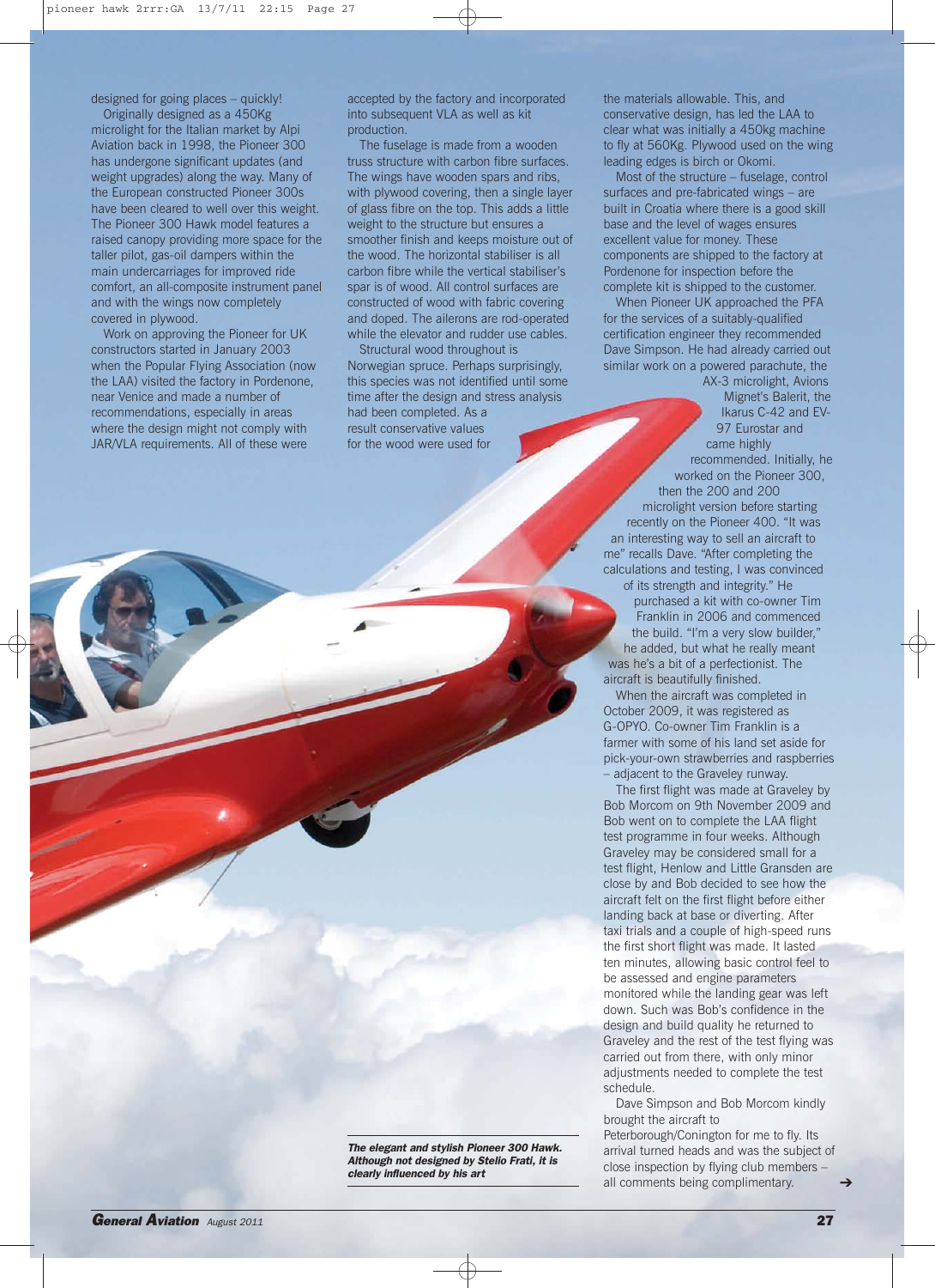designed for going places – quickly!

Originally designed as a 450Kg microlight for the Italian market by Alpi Aviation back in 1998, the Pioneer 300 has undergone significant updates (and weight upgrades) along the way. Many of the European constructed Pioneer 300s have been cleared to well over this weight. The Pioneer 300 Hawk model features a raised canopy providing more space for the taller pilot, gas-oil dampers within the main undercarriages for improved ride comfort, an all-composite instrument panel and with the wings now completely covered in plywood.

Work on approving the Pioneer for UK constructors started in January 2003 when the Popular Flying Association (now the LAA) visited the factory in Pordenone, near Venice and made a number of recommendations, especially in areas where the design might not comply with JAR/VLA requirements. All of these were accepted by the factory and incorporated into subsequent VLA as well as kit production.

The fuselage is made from a wooden truss structure with carbon fibre surfaces. The wings have wooden spars and ribs, with plywood covering, then a single layer of glass fibre on the top. This adds a little weight to the structure but ensures a smoother finish and keeps moisture out of the wood. The horizontal stabiliser is all carbon fibre while the vertical stabiliser's spar is of wood. All control surfaces are constructed of wood with fabric covering and doped. The ailerons are rod-operated while the elevator and rudder use cables.

Structural wood throughout is Norwegian spruce. Perhaps surprisingly, this species was not identified until some time after the design and stress analysis had been completed. As a result conservative values for the wood were used for the materials allowable. This, and conservative design, has led the LAA to clear what was initially a 450kg machine to fly at 560Kg. Plywood used on the wing leading edges is birch or Okomi.

Most of the structure – fuselage, control surfaces and pre-fabricated wings – are built in Croatia where there is a good skill base and the level of wages ensures excellent value for money. These components are shipped to the factory at Pordenone for inspection before the complete kit is shipped to the customer.

When Pioneer UK approached the PFA for the services of a suitably-qualified certification engineer they recommended Dave Simpson. He had already carried out similar work on a powered parachute, the AX-3 microlight, Avions Mignet's Balerit, the Ikarus C-42 and EV-97 Eurostar and came highly recommended. Initially, he worked on the Pioneer 300, then the 200 and 200 microlight version before starting recently on the Pioneer 400. "It was an interesting way to sell an aircraft to me" recalls Dave. "After completing the calculations and testing, I was convinced of its strength and integrity." He purchased a kit with co-owner Tim Franklin in 2006 and commenced the build. "I'm a very slow builder," he added, but what he really meant was he's a bit of a perfectionist. The aircraft is beautifully finished.

When the aircraft was completed in October 2009, it was registered as G-OPYO. Co-owner Tim Franklin is a farmer with some of his land set aside for pick-your-own strawberries and raspberries – adjacent to the Graveley runway.

The first flight was made at Graveley by Bob Morcom on 9th November 2009 and Bob went on to complete the LAA flight test programme in four weeks. Although Graveley may be considered small for a test flight, Henlow and Little Gransden are close by and Bob decided to see how the aircraft felt on the first flight before either landing back at base or diverting. After taxi trials and a couple of high-speed runs the first short flight was made. It lasted ten minutes, allowing basic control feel to be assessed and engine parameters monitored while the landing gear was left down. Such was Bob's confidence in the design and build quality he returned to Graveley and the rest of the test flying was carried out from there, with only minor adjustments needed to complete the test schedule.

Dave Simpson and Bob Morcom kindly brought the aircraft to Peterborough/Conington for me to fly. Its arrival turned heads and was the subject of close inspection by flying club members – all comments being complimentary. →

***The elegant and stylish Pioneer 300 Hawk. Although not designed by Stelio Frati, it is clearly influenced by his art***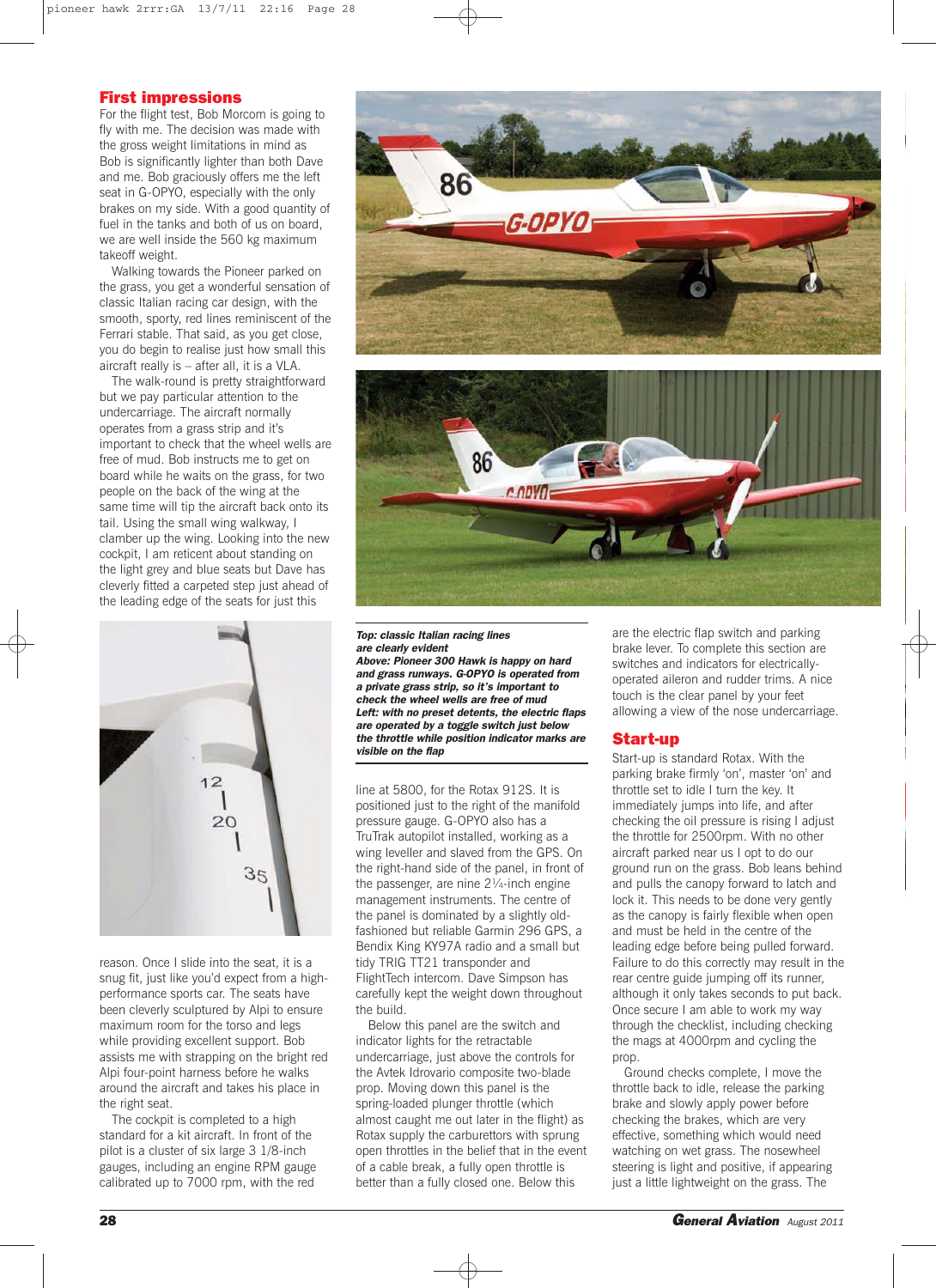## First impressions

For the flight test, Bob Morcom is going to fly with me. The decision was made with the gross weight limitations in mind as Bob is significantly lighter than both Dave and me. Bob graciously offers me the left seat in G-OPYO, especially with the only brakes on my side. With a good quantity of fuel in the tanks and both of us on board, we are well inside the 560 kg maximum takeoff weight.

Walking towards the Pioneer parked on the grass, you get a wonderful sensation of classic Italian racing car design, with the smooth, sporty, red lines reminiscent of the Ferrari stable. That said, as you get close, you do begin to realise just how small this aircraft really is – after all, it is a VLA.

The walk-round is pretty straightforward but we pay particular attention to the undercarriage. The aircraft normally operates from a grass strip and it's important to check that the wheel wells are free of mud. Bob instructs me to get on board while he waits on the grass, for two people on the back of the wing at the same time will tip the aircraft back onto its tail. Using the small wing walkway, I clamber up the wing. Looking into the new cockpit, I am reticent about standing on the light grey and blue seats but Dave has cleverly fitted a carpeted step just ahead of the leading edge of the seats for just this reason. Once I slide into the seat, it is a snug fit, just like you'd expect from a high-performance sports car. The seats have been cleverly sculptured by Alpi to ensure maximum room for the torso and legs while providing excellent support. Bob assists me with strapping on the bright red Alpi four-point harness before he walks around the aircraft and takes his place in the right seat.

The cockpit is completed to a high standard for a kit aircraft. In front of the pilot is a cluster of six large 3 1/8-inch gauges, including an engine RPM gauge calibrated up to 7000 rpm, with the red line at 5800, for the Rotax 912S. It is positioned just to the right of the manifold pressure gauge. G-OPYO also has a TruTrak autopilot installed, working as a wing leveller and slaved from the GPS. On the right-hand side of the panel, in front of the passenger, are nine 2¼-inch engine management instruments. The centre of the panel is dominated by a slightly old-fashioned but reliable Garmin 296 GPS, a Bendix King KY97A radio and a small but tidy TRIG TT21 transponder and FlightTech intercom. Dave Simpson has carefully kept the weight down throughout the build.

Below this panel are the switch and indicator lights for the retractable undercarriage, just above the controls for the Avtek Idrovario composite two-blade prop. Moving down this panel is the spring-loaded plunger throttle (which almost caught me out later in the flight) as Rotax supply the carburettors with sprung open throttles in the belief that in the event of a cable break, a fully open throttle is better than a fully closed one. Below this are the electric flap switch and parking brake lever. To complete this section are switches and indicators for electrically-operated aileron and rudder trims. A nice touch is the clear panel by your feet allowing a view of the nose undercarriage.

***Top: classic Italian racing lines are clearly evident***
***Above: Pioneer 300 Hawk is happy on hard and grass runways. G-OPYO is operated from a private grass strip, so it's important to check the wheel wells are free of mud***
***Left: with no preset detents, the electric flaps are operated by a toggle switch just below the throttle while position indicator marks are visible on the flap***

## Start-up

Start-up is standard Rotax. With the parking brake firmly 'on', master 'on' and throttle set to idle I turn the key. It immediately jumps into life, and after checking the oil pressure is rising I adjust the throttle for 2500rpm. With no other aircraft parked near us I opt to do our ground run on the grass. Bob leans behind and pulls the canopy forward to latch and lock it. This needs to be done very gently as the canopy is fairly flexible when open and must be held in the centre of the leading edge before being pulled forward. Failure to do this correctly may result in the rear centre guide jumping off its runner, although it only takes seconds to put back. Once secure I am able to work my way through the checklist, including checking the mags at 4000rpm and cycling the prop.

Ground checks complete, I move the throttle back to idle, release the parking brake and slowly apply power before checking the brakes, which are very effective, something which would need watching on wet grass. The nosewheel steering is light and positive, if appearing just a little lightweight on the grass. The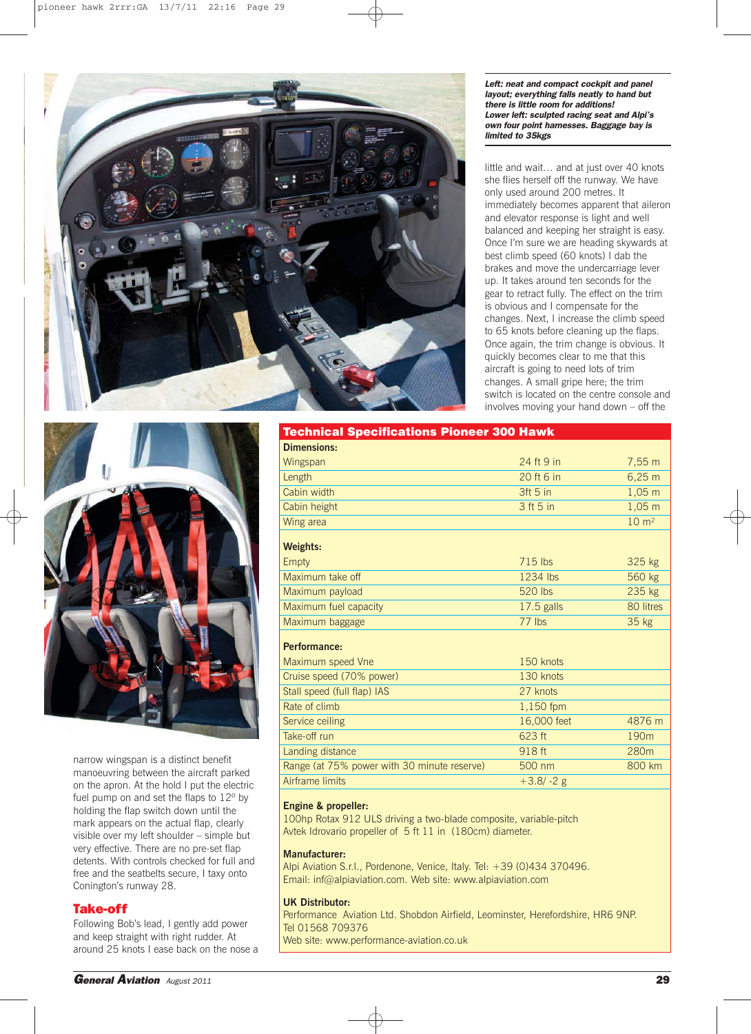***Left: neat and compact cockpit and panel layout; everything falls neatly to hand but there is little room for additions!***
***Lower left: sculpted racing seat and Alpi's own four point harnesses. Baggage bay is limited to 35kgs***

little and wait… and at just over 40 knots she flies herself off the runway. We have only used around 200 metres. It immediately becomes apparent that aileron and elevator response is light and well balanced and keeping her straight is easy. Once I'm sure we are heading skywards at best climb speed (60 knots) I dab the brakes and move the undercarriage lever up. It takes around ten seconds for the gear to retract fully. The effect on the trim is obvious and I compensate for the changes. Next, I increase the climb speed to 65 knots before cleaning up the flaps. Once again, the trim change is obvious. It quickly becomes clear to me that this aircraft is going to need lots of trim changes. A small gripe here; the trim switch is located on the centre console and involves moving your hand down – off the narrow wingspan is a distinct benefit manoeuvring between the aircraft parked on the apron. At the hold I put the electric fuel pump on and set the flaps to 12° by holding the flap switch down until the mark appears on the actual flap, clearly visible over my left shoulder – simple but very effective. There are no pre-set flap detents. With controls checked for full and free and the seatbelts secure, I taxy onto Conington's runway 28.

## Take-off

Following Bob's lead, I gently add power and keep straight with right rudder. At around 25 knots I ease back on the nose a

| **Technical Specifications Pioneer 300 Hawk** | | |
|---|---|---|
| **Dimensions:** | | |
| Wingspan | 24 ft 9 in | 7,55 m |
| Length | 20 ft 6 in | 6,25 m |
| Cabin width | 3ft 5 in | 1,05 m |
| Cabin height | 3 ft 5 in | 1,05 m |
| Wing area | | 10 m² |
| **Weights:** | | |
| Empty | 715 lbs | 325 kg |
| Maximum take off | 1234 lbs | 560 kg |
| Maximum payload | 520 lbs | 235 kg |
| Maximum fuel capacity | 17.5 galls | 80 litres |
| Maximum baggage | 77 lbs | 35 kg |
| **Performance:** | | |
| Maximum speed Vne | 150 knots | |
| Cruise speed (70% power) | 130 knots | |
| Stall speed (full flap) IAS | 27 knots | |
| Rate of climb | 1,150 fpm | |
| Service ceiling | 16,000 feet | 4876 m |
| Take-off run | 623 ft | 190m |
| Landing distance | 918 ft | 280m |
| Range (at 75% power with 30 minute reserve) | 500 nm | 800 km |
| Airframe limits | +3.8/ -2 g | |

**Engine & propeller:**
100hp Rotax 912 ULS driving a two-blade composite, variable-pitch Avtek Idrovario propeller of 5 ft 11 in (180cm) diameter.

**Manufacturer:**
Alpi Aviation S.r.l., Pordenone, Venice, Italy. Tel: +39 (0)434 370496.
Email: inf@alpiaviation.com. Web site: www.alpiaviation.com

**UK Distributor:**
Performance Aviation Ltd. Shobdon Airfield, Leominster, Herefordshire, HR6 9NP.
Tel 01568 709376
Web site: www.performance-aviation.co.uk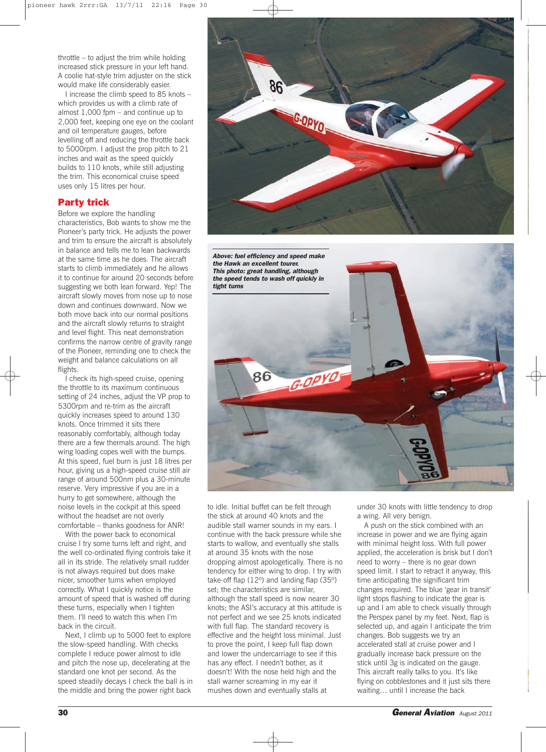throttle – to adjust the trim while holding increased stick pressure in your left hand. A coolie hat-style trim adjuster on the stick would make life considerably easier.

I increase the climb speed to 85 knots – which provides us with a climb rate of almost 1,000 fpm – and continue up to 2,000 feet, keeping one eye on the coolant and oil temperature gauges, before levelling off and reducing the throttle back to 5000rpm. I adjust the prop pitch to 21 inches and wait as the speed quickly builds to 110 knots, while still adjusting the trim. This economical cruise speed uses only 15 litres per hour.

## Party trick

Before we explore the handling characteristics, Bob wants to show me the Pioneer's party trick. He adjusts the power and trim to ensure the aircraft is absolutely in balance and tells me to lean backwards at the same time as he does. The aircraft starts to climb immediately and he allows it to continue for around 20 seconds before suggesting we both lean forward. Yep! The aircraft slowly moves from nose up to nose down and continues downward. Now we both move back into our normal positions and the aircraft slowly returns to straight and level flight. This neat demonstration confirms the narrow centre of gravity range of the Pioneer, reminding one to check the weight and balance calculations on all flights.

I check its high-speed cruise, opening the throttle to its maximum continuous setting of 24 inches, adjust the VP prop to 5300rpm and re-trim as the aircraft quickly increases speed to around 130 knots. Once trimmed it sits there reasonably comfortably, although today there are a few thermals around. The high wing loading copes well with the bumps. At this speed, fuel burn is just 18 litres per hour, giving us a high-speed cruise still air range of around 500nm plus a 30-minute reserve. Very impressive if you are in a hurry to get somewhere, although the noise levels in the cockpit at this speed without the headset are not overly comfortable – thanks goodness for ANR!

With the power back to economical cruise I try some turns left and right, and the well co-ordinated flying controls take it all in its stride. The relatively small rudder is not always required but does make nicer, smoother turns when employed correctly. What I quickly notice is the amount of speed that is washed off during these turns, especially when I tighten them. I'll need to watch this when I'm back in the circuit.

Next, I climb up to 5000 feet to explore the slow-speed handling. With checks complete I reduce power almost to idle and pitch the nose up, decelerating at the standard one knot per second. As the speed steadily decays I check the ball is in the middle and bring the power right back to idle. Initial buffet can be felt through the stick at around 40 knots and the audible stall warner sounds in my ears. I continue with the back pressure while she starts to wallow, and eventually she stalls at around 35 knots with the nose dropping almost apologetically. There is no tendency for either wing to drop. I try with take-off flap (12º) and landing flap (35º) set; the characteristics are similar, although the stall speed is now nearer 30 knots; the ASI's accuracy at this attitude is not perfect and we see 25 knots indicated with full flap. The standard recovery is effective and the height loss minimal. Just to prove the point, I keep full flap down and lower the undercarriage to see if this has any effect. I needn't bother, as it doesn't! With the nose held high and the stall warner screaming in my ear it mushes down and eventually stalls at under 30 knots with little tendency to drop a wing. All very benign.

A push on the stick combined with an increase in power and we are flying again with minimal height loss. With full power applied, the acceleration is brisk but I don't need to worry – there is no gear down speed limit. I start to retract it anyway, this time anticipating the significant trim changes required. The blue 'gear in transit' light stops flashing to indicate the gear is up and I am able to check visually through the Perspex panel by my feet. Next, flap is selected up, and again I anticipate the trim changes. Bob suggests we try an accelerated stall at cruise power and I gradually increase back pressure on the stick until 3g is indicated on the gauge. This aircraft really talks to you. It's like flying on cobblestones and it just sits there waiting… until I increase the back

***Above: fuel efficiency and speed make the Hawk an excellent tourer.***
***This photo: great handling, although the speed tends to wash off quickly in tight turns***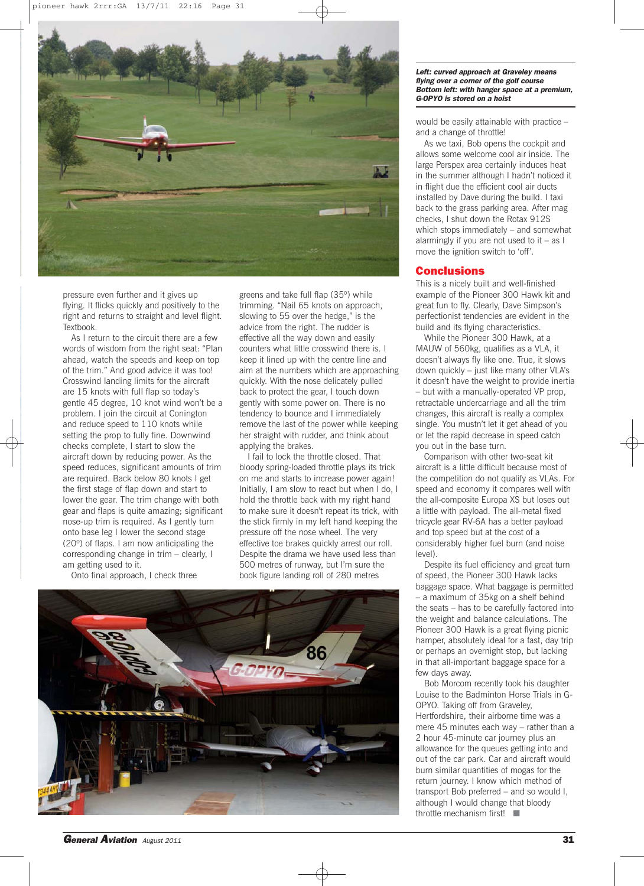*Left: curved approach at Graveley means flying over a corner of the golf course*
*Bottom left: with hanger space at a premium, G-OPYO is stored on a hoist*

pressure even further and it gives up flying. It flicks quickly and positively to the right and returns to straight and level flight. Textbook.

As I return to the circuit there are a few words of wisdom from the right seat: "Plan ahead, watch the speeds and keep on top of the trim." And good advice it was too! Crosswind landing limits for the aircraft are 15 knots with full flap so today's gentle 45 degree, 10 knot wind won't be a problem. I join the circuit at Conington and reduce speed to 110 knots while setting the prop to fully fine. Downwind checks complete, I start to slow the aircraft down by reducing power. As the speed reduces, significant amounts of trim are required. Back below 80 knots I get the first stage of flap down and start to lower the gear. The trim change with both gear and flaps is quite amazing; significant nose-up trim is required. As I gently turn onto base leg I lower the second stage (20°) of flaps. I am now anticipating the corresponding change in trim – clearly, I am getting used to it.

Onto final approach, I check three greens and take full flap (35°) while trimming. "Nail 65 knots on approach, slowing to 55 over the hedge," is the advice from the right. The rudder is effective all the way down and easily counters what little crosswind there is. I keep it lined up with the centre line and aim at the numbers which are approaching quickly. With the nose delicately pulled back to protect the gear, I touch down gently with some power on. There is no tendency to bounce and I immediately remove the last of the power while keeping her straight with rudder, and think about applying the brakes.

I fail to lock the throttle closed. That bloody spring-loaded throttle plays its trick on me and starts to increase power again! Initially, I am slow to react but when I do, I hold the throttle back with my right hand to make sure it doesn't repeat its trick, with the stick firmly in my left hand keeping the pressure off the nose wheel. The very effective toe brakes quickly arrest our roll. Despite the drama we have used less than 500 metres of runway, but I'm sure the book figure landing roll of 280 metres would be easily attainable with practice – and a change of throttle!

As we taxi, Bob opens the cockpit and allows some welcome cool air inside. The large Perspex area certainly induces heat in the summer although I hadn't noticed it in flight due the efficient cool air ducts installed by Dave during the build. I taxi back to the grass parking area. After mag checks, I shut down the Rotax 912S which stops immediately – and somewhat alarmingly if you are not used to it – as I move the ignition switch to 'off'.

## Conclusions

This is a nicely built and well-finished example of the Pioneer 300 Hawk kit and great fun to fly. Clearly, Dave Simpson's perfectionist tendencies are evident in the build and its flying characteristics.

While the Pioneer 300 Hawk, at a MAUW of 560kg, qualifies as a VLA, it doesn't always fly like one. True, it slows down quickly – just like many other VLA's it doesn't have the weight to provide inertia – but with a manually-operated VP prop, retractable undercarriage and all the trim changes, this aircraft is really a complex single. You mustn't let it get ahead of you or let the rapid decrease in speed catch you out in the base turn.

Comparison with other two-seat kit aircraft is a little difficult because most of the competition do not qualify as VLAs. For speed and economy it compares well with the all-composite Europa XS but loses out a little with payload. The all-metal fixed tricycle gear RV-6A has a better payload and top speed but at the cost of a considerably higher fuel burn (and noise level).

Despite its fuel efficiency and great turn of speed, the Pioneer 300 Hawk lacks baggage space. What baggage is permitted – a maximum of 35kg on a shelf behind the seats – has to be carefully factored into the weight and balance calculations. The Pioneer 300 Hawk is a great flying picnic hamper, absolutely ideal for a fast, day trip or perhaps an overnight stop, but lacking in that all-important baggage space for a few days away.

Bob Morcom recently took his daughter Louise to the Badminton Horse Trials in G-OPYO. Taking off from Graveley, Hertfordshire, their airborne time was a mere 45 minutes each way – rather than a 2 hour 45-minute car journey plus an allowance for the queues getting into and out of the car park. Car and aircraft would burn similar quantities of mogas for the return journey. I know which method of transport Bob preferred – and so would I, although I would change that bloody throttle mechanism first! ■